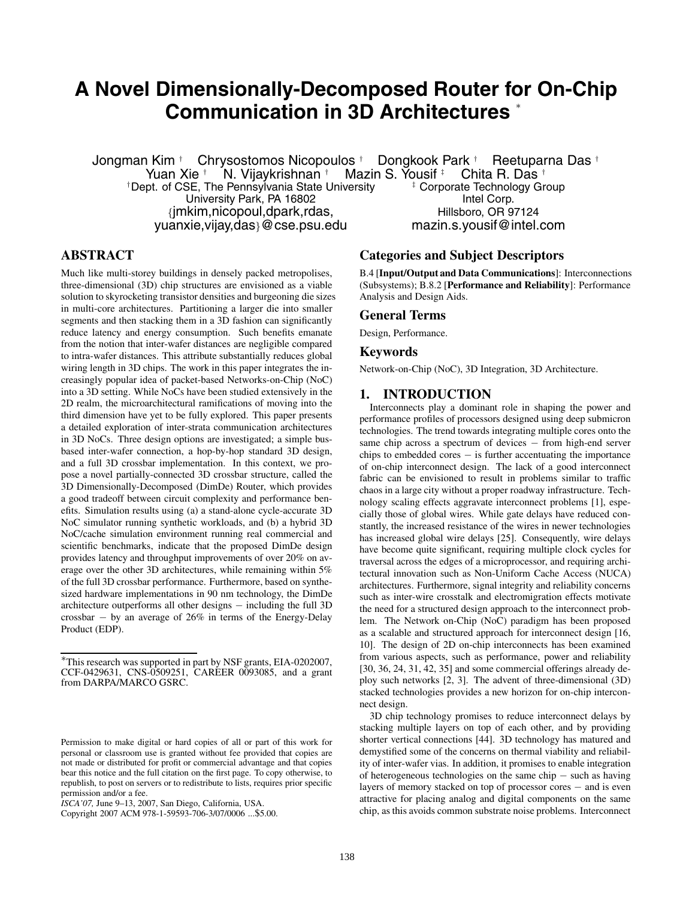# A Novel Dimensionally-Decomposed Router for On-Chip Communication in 3D Architectures *

Jongman Kim † Chrysostomos Nicopoulos † Dongkook Park † Reetuparna Das †
Yuan Xie † N. Vijaykrishnan † Mazin S. Yousif ‡ Chita R. Das †

†Dept. of CSE, The Pennsylvania State University
University Park, PA 16802
{jmkim,nicopoul,dpark,rdas,
yuanxie,vijay,das}@cse.psu.edu

‡ Corporate Technology Group
Intel Corp.
Hillsboro, OR 97124
mazin.s.yousif@intel.com

## ABSTRACT

Much like multi-storey buildings in densely packed metropolises, three-dimensional (3D) chip structures are envisioned as a viable solution to skyrocketing transistor densities and burgeoning die sizes in multi-core architectures. Partitioning a larger die into smaller segments and then stacking them in a 3D fashion can significantly reduce latency and energy consumption. Such benefits emanate from the notion that inter-wafer distances are negligible compared to intra-wafer distances. This attribute substantially reduces global wiring length in 3D chips. The work in this paper integrates the increasingly popular idea of packet-based Networks-on-Chip (NoC) into a 3D setting. While NoCs have been studied extensively in the 2D realm, the microarchitectural ramifications of moving into the third dimension have yet to be fully explored. This paper presents a detailed exploration of inter-strata communication architectures in 3D NoCs. Three design options are investigated; a simple bus-based inter-wafer connection, a hop-by-hop standard 3D design, and a full 3D crossbar implementation. In this context, we propose a novel partially-connected 3D crossbar structure, called the 3D Dimensionally-Decomposed (DimDe) Router, which provides a good tradeoff between circuit complexity and performance benefits. Simulation results using (a) a stand-alone cycle-accurate 3D NoC simulator running synthetic workloads, and (b) a hybrid 3D NoC/cache simulation environment running real commercial and scientific benchmarks, indicate that the proposed DimDe design provides latency and throughput improvements of over 20% on average over the other 3D architectures, while remaining within 5% of the full 3D crossbar performance. Furthermore, based on synthesized hardware implementations in 90 nm technology, the DimDe architecture outperforms all other designs − including the full 3D crossbar − by an average of 26% in terms of the Energy-Delay Product (EDP).

*This research was supported in part by NSF grants, EIA-0202007, CCF-0429631, CNS-0509251, CAREER 0093085, and a grant from DARPA/MARCO GSRC.

Permission to make digital or hard copies of all or part of this work for personal or classroom use is granted without fee provided that copies are not made or distributed for profit or commercial advantage and that copies bear this notice and the full citation on the first page. To copy otherwise, to republish, to post on servers or to redistribute to lists, requires prior specific permission and/or a fee.
*ISCA'07,* June 9–13, 2007, San Diego, California, USA.
Copyright 2007 ACM 978-1-59593-706-3/07/0006 ...$5.00.

## Categories and Subject Descriptors

B.4 [**Input/Output and Data Communications**]: Interconnections (Subsystems); B.8.2 [**Performance and Reliability**]: Performance Analysis and Design Aids.

## General Terms

Design, Performance.

## Keywords

Network-on-Chip (NoC), 3D Integration, 3D Architecture.

## 1. INTRODUCTION

Interconnects play a dominant role in shaping the power and performance profiles of processors designed using deep submicron technologies. The trend towards integrating multiple cores onto the same chip across a spectrum of devices − from high-end server chips to embedded cores − is further accentuating the importance of on-chip interconnect design. The lack of a good interconnect fabric can be envisioned to result in problems similar to traffic chaos in a large city without a proper roadway infrastructure. Technology scaling effects aggravate interconnect problems [1], especially those of global wires. While gate delays have reduced constantly, the increased resistance of the wires in newer technologies has increased global wire delays [25]. Consequently, wire delays have become quite significant, requiring multiple clock cycles for traversal across the edges of a microprocessor, and requiring architectural innovation such as Non-Uniform Cache Access (NUCA) architectures. Furthermore, signal integrity and reliability concerns such as inter-wire crosstalk and electromigration effects motivate the need for a structured design approach to the interconnect problem. The Network on-Chip (NoC) paradigm has been proposed as a scalable and structured approach for interconnect design [16, 10]. The design of 2D on-chip interconnects has been examined from various aspects, such as performance, power and reliability [30, 36, 24, 31, 42, 35] and some commercial offerings already deploy such networks [2, 3]. The advent of three-dimensional (3D) stacked technologies provides a new horizon for on-chip interconnect design.

3D chip technology promises to reduce interconnect delays by stacking multiple layers on top of each other, and by providing shorter vertical connections [44]. 3D technology has matured and demystified some of the concerns on thermal viability and reliability of inter-wafer vias. In addition, it promises to enable integration of heterogeneous technologies on the same chip − such as having layers of memory stacked on top of processor cores − and is even attractive for placing analog and digital components on the same chip, as this avoids common substrate noise problems. Interconnect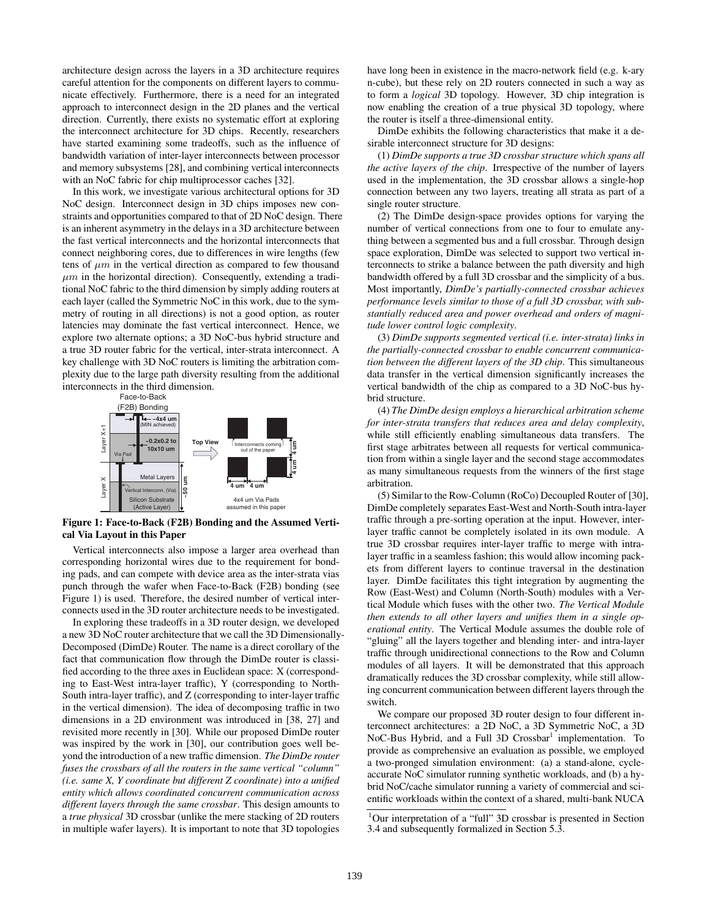architecture design across the layers in a 3D architecture requires careful attention for the components on different layers to communicate effectively. Furthermore, there is a need for an integrated approach to interconnect design in the 2D planes and the vertical direction. Currently, there exists no systematic effort at exploring the interconnect architecture for 3D chips. Recently, researchers have started examining some tradeoffs, such as the influence of bandwidth variation of inter-layer interconnects between processor and memory subsystems [28], and combining vertical interconnects with an NoC fabric for chip multiprocessor caches [32].

In this work, we investigate various architectural options for 3D NoC design. Interconnect design in 3D chips imposes new constraints and opportunities compared to that of 2D NoC design. There is an inherent asymmetry in the delays in a 3D architecture between the fast vertical interconnects and the horizontal interconnects that connect neighboring cores, due to differences in wire lengths (few tens of $\mu m$ in the vertical direction as compared to few thousand $\mu m$ in the horizontal direction). Consequently, extending a traditional NoC fabric to the third dimension by simply adding routers at each layer (called the Symmetric NoC in this work, due to the symmetry of routing in all directions) is not a good option, as router latencies may dominate the fast vertical interconnect. Hence, we explore two alternate options; a 3D NoC-bus hybrid structure and a true 3D router fabric for the vertical, inter-strata interconnect. A key challenge with 3D NoC routers is limiting the arbitration complexity due to the large path diversity resulting from the additional interconnects in the third dimension.

**Figure 1: Face-to-Back (F2B) Bonding and the Assumed Vertical Via Layout in this Paper**

Vertical interconnects also impose a larger area overhead than corresponding horizontal wires due to the requirement for bonding pads, and can compete with device area as the inter-strata vias punch through the wafer when Face-to-Back (F2B) bonding (see Figure 1) is used. Therefore, the desired number of vertical interconnects used in the 3D router architecture needs to be investigated.

In exploring these tradeoffs in a 3D router design, we developed a new 3D NoC router architecture that we call the 3D Dimensionally-Decomposed (DimDe) Router. The name is a direct corollary of the fact that communication flow through the DimDe router is classified according to the three axes in Euclidean space: X (corresponding to East-West intra-layer traffic), Y (corresponding to North-South intra-layer traffic), and Z (corresponding to inter-layer traffic in the vertical dimension). The idea of decomposing traffic in two dimensions in a 2D environment was introduced in [38, 27] and revisited more recently in [30]. While our proposed DimDe router was inspired by the work in [30], our contribution goes well beyond the introduction of a new traffic dimension. *The DimDe router fuses the crossbars of all the routers in the same vertical "column" (i.e. same X, Y coordinate but different Z coordinate) into a unified entity which allows coordinated concurrent communication across different layers through the same crossbar*. This design amounts to a *true physical* 3D crossbar (unlike the mere stacking of 2D routers in multiple wafer layers). It is important to note that 3D topologies have long been in existence in the macro-network field (e.g. k-ary n-cube), but these rely on 2D routers connected in such a way as to form a *logical* 3D topology. However, 3D chip integration is now enabling the creation of a true physical 3D topology, where the router is itself a three-dimensional entity.

DimDe exhibits the following characteristics that make it a desirable interconnect structure for 3D designs:

(1) *DimDe supports a true 3D crossbar structure which spans all the active layers of the chip*. Irrespective of the number of layers used in the implementation, the 3D crossbar allows a single-hop connection between any two layers, treating all strata as part of a single router structure.

(2) The DimDe design-space provides options for varying the number of vertical connections from one to four to emulate anything between a segmented bus and a full crossbar. Through design space exploration, DimDe was selected to support two vertical interconnects to strike a balance between the path diversity and high bandwidth offered by a full 3D crossbar and the simplicity of a bus. Most importantly, *DimDe's partially-connected crossbar achieves performance levels similar to those of a full 3D crossbar, with substantially reduced area and power overhead and orders of magnitude lower control logic complexity*.

(3) *DimDe supports segmented vertical (i.e. inter-strata) links in the partially-connected crossbar to enable concurrent communication between the different layers of the 3D chip*. This simultaneous data transfer in the vertical dimension significantly increases the vertical bandwidth of the chip as compared to a 3D NoC-bus hybrid structure.

(4) *The DimDe design employs a hierarchical arbitration scheme for inter-strata transfers that reduces area and delay complexity*, while still efficiently enabling simultaneous data transfers. The first stage arbitrates between all requests for vertical communication from within a single layer and the second stage accommodates as many simultaneous requests from the winners of the first stage arbitration.

(5) Similar to the Row-Column (RoCo) Decoupled Router of [30], DimDe completely separates East-West and North-South intra-layer traffic through a pre-sorting operation at the input. However, inter-layer traffic cannot be completely isolated in its own module. A true 3D crossbar requires inter-layer traffic to merge with intra-layer traffic in a seamless fashion; this would allow incoming packets from different layers to continue traversal in the destination layer. DimDe facilitates this tight integration by augmenting the Row (East-West) and Column (North-South) modules with a Vertical Module which fuses with the other two. *The Vertical Module then extends to all other layers and unifies them in a single operational entity*. The Vertical Module assumes the double role of "gluing" all the layers together and blending inter- and intra-layer traffic through unidirectional connections to the Row and Column modules of all layers. It will be demonstrated that this approach dramatically reduces the 3D crossbar complexity, while still allowing concurrent communication between different layers through the switch.

We compare our proposed 3D router design to four different interconnect architectures: a 2D NoC, a 3D Symmetric NoC, a 3D NoC-Bus Hybrid, and a Full 3D Crossbar[1] implementation. To provide as comprehensive an evaluation as possible, we employed a two-pronged simulation environment: (a) a stand-alone, cycle-accurate NoC simulator running synthetic workloads, and (b) a hybrid NoC/cache simulator running a variety of commercial and scientific workloads within the context of a shared, multi-bank NUCA

[1] Our interpretation of a "full" 3D crossbar is presented in Section 3.4 and subsequently formalized in Section 5.3.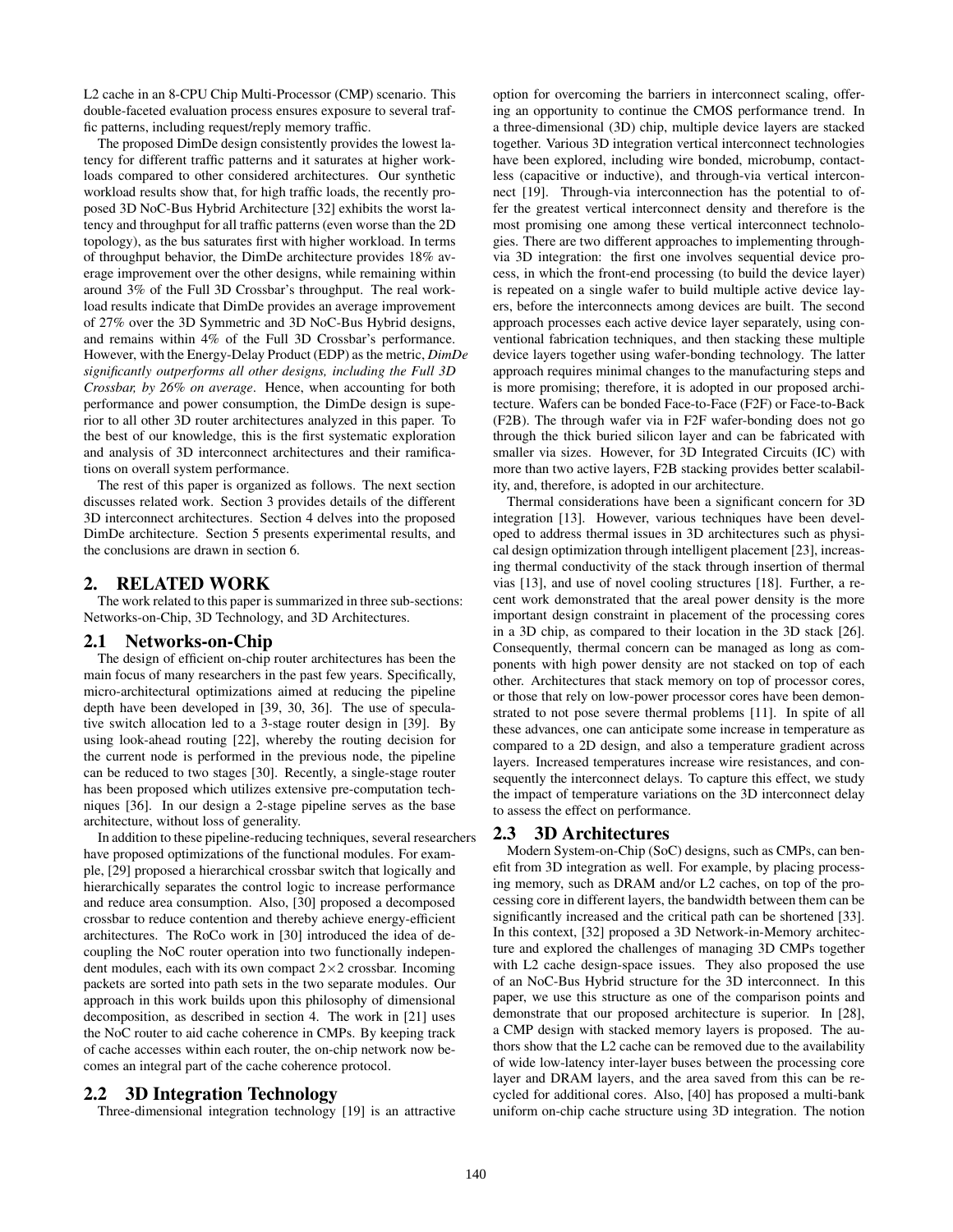L2 cache in an 8-CPU Chip Multi-Processor (CMP) scenario. This double-faceted evaluation process ensures exposure to several traffic patterns, including request/reply memory traffic.

The proposed DimDe design consistently provides the lowest latency for different traffic patterns and it saturates at higher workloads compared to other considered architectures. Our synthetic workload results show that, for high traffic loads, the recently proposed 3D NoC-Bus Hybrid Architecture [32] exhibits the worst latency and throughput for all traffic patterns (even worse than the 2D topology), as the bus saturates first with higher workload. In terms of throughput behavior, the DimDe architecture provides 18% average improvement over the other designs, while remaining within around 3% of the Full 3D Crossbar's throughput. The real workload results indicate that DimDe provides an average improvement of 27% over the 3D Symmetric and 3D NoC-Bus Hybrid designs, and remains within 4% of the Full 3D Crossbar's performance. However, with the Energy-Delay Product (EDP) as the metric, *DimDe significantly outperforms all other designs, including the Full 3D Crossbar, by 26% on average*. Hence, when accounting for both performance and power consumption, the DimDe design is superior to all other 3D router architectures analyzed in this paper. To the best of our knowledge, this is the first systematic exploration and analysis of 3D interconnect architectures and their ramifications on overall system performance.

The rest of this paper is organized as follows. The next section discusses related work. Section 3 provides details of the different 3D interconnect architectures. Section 4 delves into the proposed DimDe architecture. Section 5 presents experimental results, and the conclusions are drawn in section 6.

## 2. RELATED WORK

The work related to this paper is summarized in three sub-sections: Networks-on-Chip, 3D Technology, and 3D Architectures.

### 2.1 Networks-on-Chip

The design of efficient on-chip router architectures has been the main focus of many researchers in the past few years. Specifically, micro-architectural optimizations aimed at reducing the pipeline depth have been developed in [39, 30, 36]. The use of speculative switch allocation led to a 3-stage router design in [39]. By using look-ahead routing [22], whereby the routing decision for the current node is performed in the previous node, the pipeline can be reduced to two stages [30]. Recently, a single-stage router has been proposed which utilizes extensive pre-computation techniques [36]. In our design a 2-stage pipeline serves as the base architecture, without loss of generality.

In addition to these pipeline-reducing techniques, several researchers have proposed optimizations of the functional modules. For example, [29] proposed a hierarchical crossbar switch that logically and hierarchically separates the control logic to increase performance and reduce area consumption. Also, [30] proposed a decomposed crossbar to reduce contention and thereby achieve energy-efficient architectures. The RoCo work in [30] introduced the idea of decoupling the NoC router operation into two functionally independent modules, each with its own compact $2\times2$ crossbar. Incoming packets are sorted into path sets in the two separate modules. Our approach in this work builds upon this philosophy of dimensional decomposition, as described in section 4. The work in [21] uses the NoC router to aid cache coherence in CMPs. By keeping track of cache accesses within each router, the on-chip network now becomes an integral part of the cache coherence protocol.

### 2.2 3D Integration Technology

Three-dimensional integration technology [19] is an attractive option for overcoming the barriers in interconnect scaling, offering an opportunity to continue the CMOS performance trend. In a three-dimensional (3D) chip, multiple device layers are stacked together. Various 3D integration vertical interconnect technologies have been explored, including wire bonded, microbump, contactless (capacitive or inductive), and through-via vertical interconnect [19]. Through-via interconnection has the potential to offer the greatest vertical interconnect density and therefore is the most promising one among these vertical interconnect technologies. There are two different approaches to implementing through-via 3D integration: the first one involves sequential device process, in which the front-end processing (to build the device layer) is repeated on a single wafer to build multiple active device layers, before the interconnects among devices are built. The second approach processes each active device layer separately, using conventional fabrication techniques, and then stacking these multiple device layers together using wafer-bonding technology. The latter approach requires minimal changes to the manufacturing steps and is more promising; therefore, it is adopted in our proposed architecture. Wafers can be bonded Face-to-Face (F2F) or Face-to-Back (F2B). The through wafer via in F2F wafer-bonding does not go through the thick buried silicon layer and can be fabricated with smaller via sizes. However, for 3D Integrated Circuits (IC) with more than two active layers, F2B stacking provides better scalability, and, therefore, is adopted in our architecture.

Thermal considerations have been a significant concern for 3D integration [13]. However, various techniques have been developed to address thermal issues in 3D architectures such as physical design optimization through intelligent placement [23], increasing thermal conductivity of the stack through insertion of thermal vias [13], and use of novel cooling structures [18]. Further, a recent work demonstrated that the areal power density is the more important design constraint in placement of the processing cores in a 3D chip, as compared to their location in the 3D stack [26]. Consequently, thermal concern can be managed as long as components with high power density are not stacked on top of each other. Architectures that stack memory on top of processor cores, or those that rely on low-power processor cores have been demonstrated to not pose severe thermal problems [11]. In spite of all these advances, one can anticipate some increase in temperature as compared to a 2D design, and also a temperature gradient across layers. Increased temperatures increase wire resistances, and consequently the interconnect delays. To capture this effect, we study the impact of temperature variations on the 3D interconnect delay to assess the effect on performance.

### 2.3 3D Architectures

Modern System-on-Chip (SoC) designs, such as CMPs, can benefit from 3D integration as well. For example, by placing processing memory, such as DRAM and/or L2 caches, on top of the processing core in different layers, the bandwidth between them can be significantly increased and the critical path can be shortened [33]. In this context, [32] proposed a 3D Network-in-Memory architecture and explored the challenges of managing 3D CMPs together with L2 cache design-space issues. They also proposed the use of an NoC-Bus Hybrid structure for the 3D interconnect. In this paper, we use this structure as one of the comparison points and demonstrate that our proposed architecture is superior. In [28], a CMP design with stacked memory layers is proposed. The authors show that the L2 cache can be removed due to the availability of wide low-latency inter-layer buses between the processing core layer and DRAM layers, and the area saved from this can be recycled for additional cores. Also, [40] has proposed a multi-bank uniform on-chip cache structure using 3D integration. The notion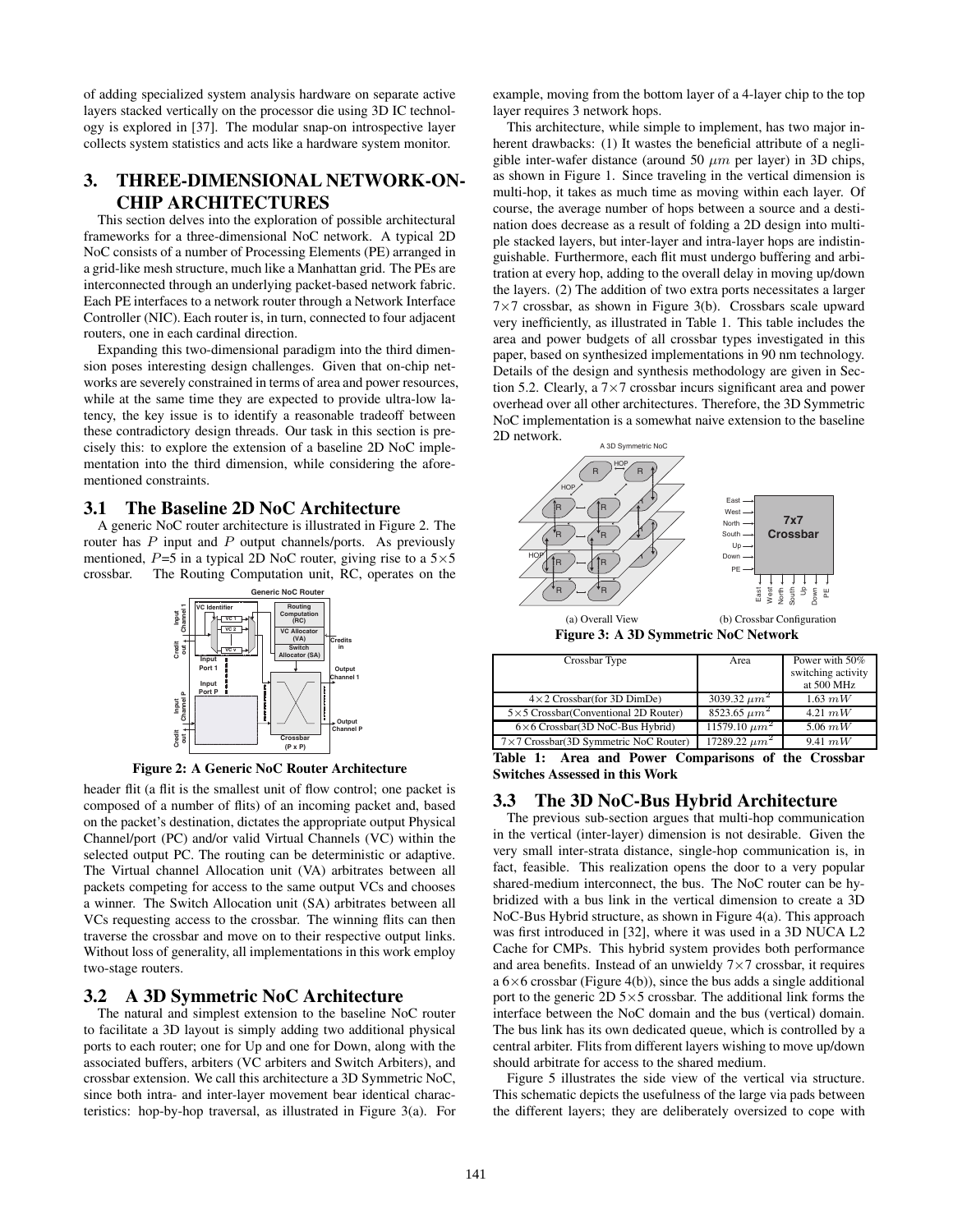of adding specialized system analysis hardware on separate active layers stacked vertically on the processor die using 3D IC technology is explored in [37]. The modular snap-on introspective layer collects system statistics and acts like a hardware system monitor.

# 3. THREE-DIMENSIONAL NETWORK-ON-CHIP ARCHITECTURES

This section delves into the exploration of possible architectural frameworks for a three-dimensional NoC network. A typical 2D NoC consists of a number of Processing Elements (PE) arranged in a grid-like mesh structure, much like a Manhattan grid. The PEs are interconnected through an underlying packet-based network fabric. Each PE interfaces to a network router through a Network Interface Controller (NIC). Each router is, in turn, connected to four adjacent routers, one in each cardinal direction.

Expanding this two-dimensional paradigm into the third dimension poses interesting design challenges. Given that on-chip networks are severely constrained in terms of area and power resources, while at the same time they are expected to provide ultra-low latency, the key issue is to identify a reasonable tradeoff between these contradictory design threads. Our task in this section is precisely this: to explore the extension of a baseline 2D NoC implementation into the third dimension, while considering the aforementioned constraints.

## 3.1 The Baseline 2D NoC Architecture

A generic NoC router architecture is illustrated in Figure 2. The router has $P$ input and $P$ output channels/ports. As previously mentioned, $P$=5 in a typical 2D NoC router, giving rise to a 5×5 crossbar. The Routing Computation unit, RC, operates on the header flit (a flit is the smallest unit of flow control; one packet is composed of a number of flits) of an incoming packet and, based on the packet's destination, dictates the appropriate output Physical Channel/port (PC) and/or valid Virtual Channels (VC) within the selected output PC. The routing can be deterministic or adaptive. The Virtual channel Allocation unit (VA) arbitrates between all packets competing for access to the same output VCs and chooses a winner. The Switch Allocation unit (SA) arbitrates between all VCs requesting access to the crossbar. The winning flits can then traverse the crossbar and move on to their respective output links. Without loss of generality, all implementations in this work employ two-stage routers.

**Figure 2: A Generic NoC Router Architecture**

## 3.2 A 3D Symmetric NoC Architecture

The natural and simplest extension to the baseline NoC router to facilitate a 3D layout is simply adding two additional physical ports to each router; one for Up and one for Down, along with the associated buffers, arbiters (VC arbiters and Switch Arbiters), and crossbar extension. We call this architecture a 3D Symmetric NoC, since both intra- and inter-layer movement bear identical characteristics: hop-by-hop traversal, as illustrated in Figure 3(a). For example, moving from the bottom layer of a 4-layer chip to the top layer requires 3 network hops.

This architecture, while simple to implement, has two major inherent drawbacks: (1) It wastes the beneficial attribute of a negligible inter-wafer distance (around 50 $\mu m$ per layer) in 3D chips, as shown in Figure 1. Since traveling in the vertical dimension is multi-hop, it takes as much time as moving within each layer. Of course, the average number of hops between a source and a destination does decrease as a result of folding a 2D design into multiple stacked layers, but inter-layer and intra-layer hops are indistinguishable. Furthermore, each flit must undergo buffering and arbitration at every hop, adding to the overall delay in moving up/down the layers. (2) The addition of two extra ports necessitates a larger 7×7 crossbar, as shown in Figure 3(b). Crossbars scale upward very inefficiently, as illustrated in Table 1. This table includes the area and power budgets of all crossbar types investigated in this paper, based on synthesized implementations in 90 nm technology. Details of the design and synthesis methodology are given in Section 5.2. Clearly, a 7×7 crossbar incurs significant area and power overhead over all other architectures. Therefore, the 3D Symmetric NoC implementation is a somewhat naive extension to the baseline 2D network.

(a) Overall View (b) Crossbar Configuration

**Figure 3: A 3D Symmetric NoC Network**

| Crossbar Type | Area | Power with 50% switching activity at 500 MHz |
|---|---|---|
| 4×2 Crossbar(for 3D DimDe) | 3039.32 $\mu m^2$ | 1.63 $mW$ |
| 5×5 Crossbar(Conventional 2D Router) | 8523.65 $\mu m^2$ | 4.21 $mW$ |
| 6×6 Crossbar(3D NoC-Bus Hybrid) | 11579.10 $\mu m^2$ | 5.06 $mW$ |
| 7×7 Crossbar(3D Symmetric NoC Router) | 17289.22 $\mu m^2$ | 9.41 $mW$ |

**Table 1: Area and Power Comparisons of the Crossbar Switches Assessed in this Work**

## 3.3 The 3D NoC-Bus Hybrid Architecture

The previous sub-section argues that multi-hop communication in the vertical (inter-layer) dimension is not desirable. Given the very small inter-strata distance, single-hop communication is, in fact, feasible. This realization opens the door to a very popular shared-medium interconnect, the bus. The NoC router can be hybridized with a bus link in the vertical dimension to create a 3D NoC-Bus Hybrid structure, as shown in Figure 4(a). This approach was first introduced in [32], where it was used in a 3D NUCA L2 Cache for CMPs. This hybrid system provides both performance and area benefits. Instead of an unwieldy 7×7 crossbar, it requires a 6×6 crossbar (Figure 4(b)), since the bus adds a single additional port to the generic 2D 5×5 crossbar. The additional link forms the interface between the NoC domain and the bus (vertical) domain. The bus link has its own dedicated queue, which is controlled by a central arbiter. Flits from different layers wishing to move up/down should arbitrate for access to the shared medium.

Figure 5 illustrates the side view of the vertical via structure. This schematic depicts the usefulness of the large via pads between the different layers; they are deliberately oversized to cope with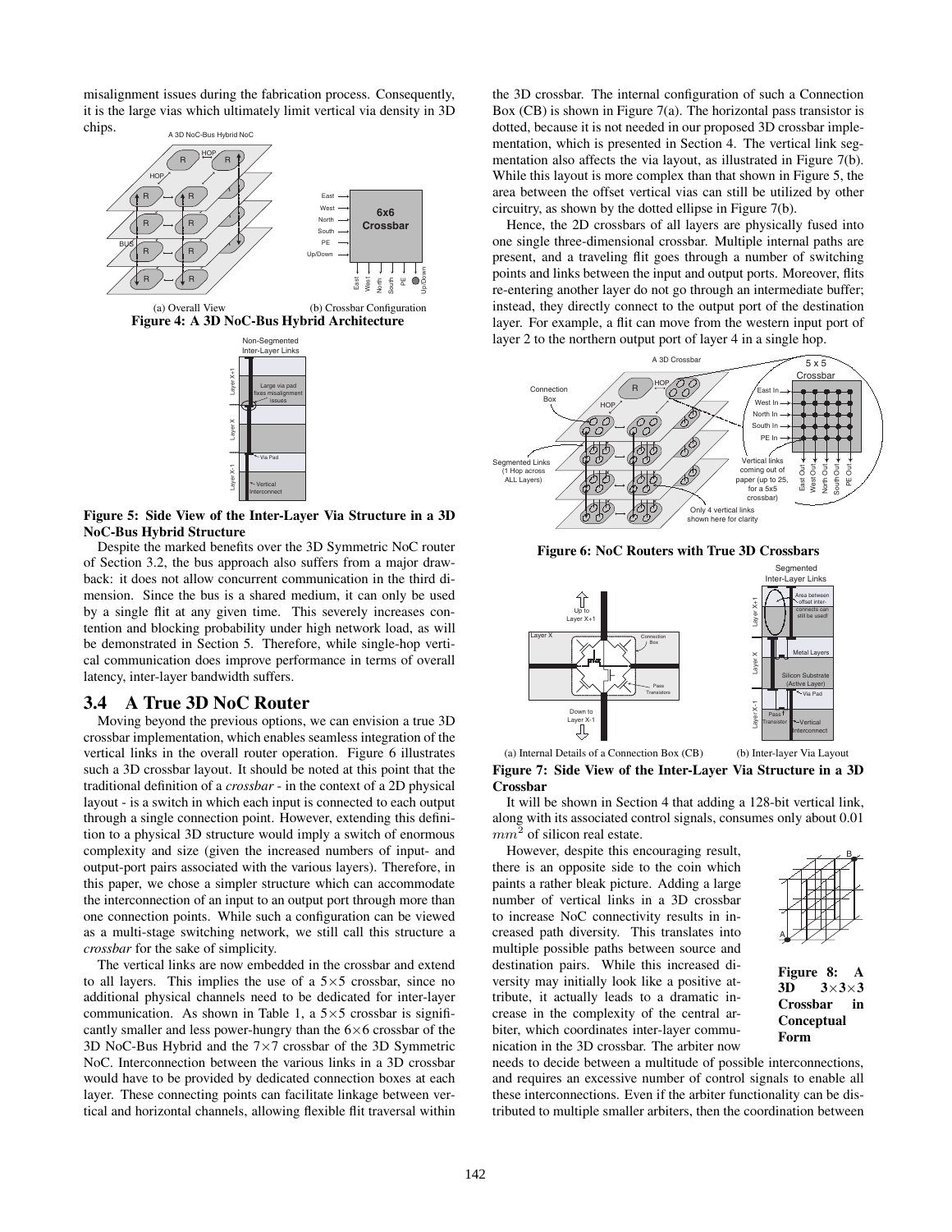misalignment issues during the fabrication process. Consequently, it is the large vias which ultimately limit vertical via density in 3D chips.

(a) Overall View (b) Crossbar Configuration

**Figure 4: A 3D NoC-Bus Hybrid Architecture**

**Figure 5: Side View of the Inter-Layer Via Structure in a 3D NoC-Bus Hybrid Structure**

Despite the marked benefits over the 3D Symmetric NoC router of Section 3.2, the bus approach also suffers from a major drawback: it does not allow concurrent communication in the third dimension. Since the bus is a shared medium, it can only be used by a single flit at any given time. This severely increases contention and blocking probability under high network load, as will be demonstrated in Section 5. Therefore, while single-hop vertical communication does improve performance in terms of overall latency, inter-layer bandwidth suffers.

## 3.4 A True 3D NoC Router

Moving beyond the previous options, we can envision a true 3D crossbar implementation, which enables seamless integration of the vertical links in the overall router operation. Figure 6 illustrates such a 3D crossbar layout. It should be noted at this point that the traditional definition of a *crossbar* - in the context of a 2D physical layout - is a switch in which each input is connected to each output through a single connection point. However, extending this definition to a physical 3D structure would imply a switch of enormous complexity and size (given the increased numbers of input- and output-port pairs associated with the various layers). Therefore, in this paper, we chose a simpler structure which can accommodate the interconnection of an input to an output port through more than one connection points. While such a configuration can be viewed as a multi-stage switching network, we still call this structure a *crossbar* for the sake of simplicity.

The vertical links are now embedded in the crossbar and extend to all layers. This implies the use of a 5×5 crossbar, since no additional physical channels need to be dedicated for inter-layer communication. As shown in Table 1, a 5×5 crossbar is significantly smaller and less power-hungry than the 6×6 crossbar of the 3D NoC-Bus Hybrid and the 7×7 crossbar of the 3D Symmetric NoC. Interconnection between the various links in a 3D crossbar would have to be provided by dedicated connection boxes at each layer. These connecting points can facilitate linkage between vertical and horizontal channels, allowing flexible flit traversal within the 3D crossbar. The internal configuration of such a Connection Box (CB) is shown in Figure 7(a). The horizontal pass transistor is dotted, because it is not needed in our proposed 3D crossbar implementation, which is presented in Section 4. The vertical link segmentation also affects the via layout, as illustrated in Figure 7(b). While this layout is more complex than that shown in Figure 5, the area between the offset vertical vias can still be utilized by other circuitry, as shown by the dotted ellipse in Figure 7(b).

Hence, the 2D crossbars of all layers are physically fused into one single three-dimensional crossbar. Multiple internal paths are present, and a traveling flit goes through a number of switching points and links between the input and output ports. Moreover, flits re-entering another layer do not go through an intermediate buffer; instead, they directly connect to the output port of the destination layer. For example, a flit can move from the western input port of layer 2 to the northern output port of layer 4 in a single hop.

**Figure 6: NoC Routers with True 3D Crossbars**

(a) Internal Details of a Connection Box (CB) (b) Inter-layer Via Layout

**Figure 7: Side View of the Inter-Layer Via Structure in a 3D Crossbar**

It will be shown in Section 4 that adding a 128-bit vertical link, along with its associated control signals, consumes only about 0.01 $mm^2$ of silicon real estate.

However, despite this encouraging result, there is an opposite side to the coin which paints a rather bleak picture. Adding a large number of vertical links in a 3D crossbar to increase NoC connectivity results in increased path diversity. This translates into multiple possible paths between source and destination pairs. While this increased diversity may initially look like a positive attribute, it actually leads to a dramatic increase in the complexity of the central arbiter, which coordinates inter-layer communication in the 3D crossbar. The arbiter now needs to decide between a multitude of possible interconnections, and requires an excessive number of control signals to enable all these interconnections. Even if the arbiter functionality can be distributed to multiple smaller arbiters, then the coordination between

**Figure 8: A 3D 3×3×3 Crossbar in Conceptual Form**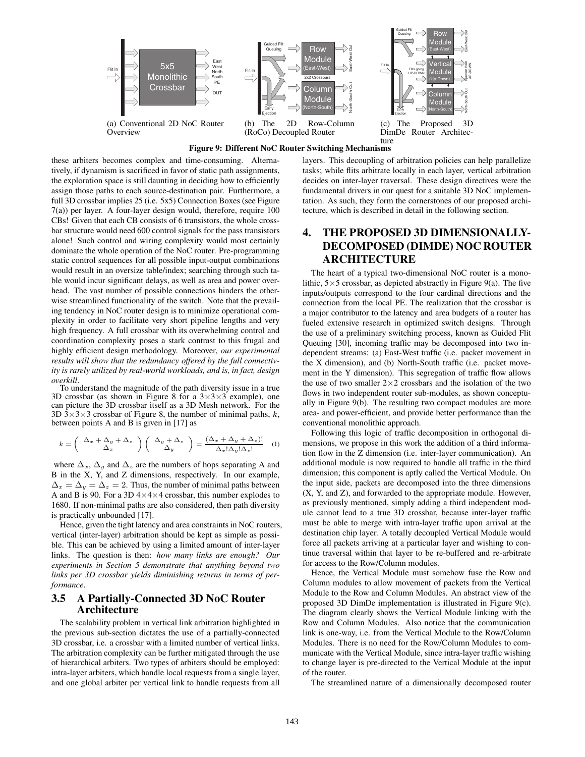Flit In

5x5 Monolithic Crossbar

East
West
North
South
PE

OUT

(a) Conventional 2D NoC Router Overview

Guided Flit Queuing

Flit In

Row Module (East-West)

2x2 Crossbars

Column Module (North-South)

Early Ejection

East-West Out

North-South Out

(b) The 2D Row-Column (RoCo) Decoupled Router

Guided Flit Queuing

Flit In

Row Module (East-West)

Flits going UP-DOWN

Vertical Module (Up-Down)

Column Module (North-South)

Early Ejection

East-West Out

Ejection & Flits UP-DOWN

North-South Out

(c) The Proposed 3D DimDe Router Architecture

**Figure 9: Different NoC Router Switching Mechanisms**

these arbiters becomes complex and time-consuming. Alternatively, if dynamism is sacrificed in favor of static path assignments, the exploration space is still daunting in deciding how to efficiently assign those paths to each source-destination pair. Furthermore, a full 3D crossbar implies 25 (i.e. 5x5) Connection Boxes (see Figure 7(a)) per layer. A four-layer design would, therefore, require 100 CBs! Given that each CB consists of 6 transistors, the whole crossbar structure would need 600 control signals for the pass transistors alone! Such control and wiring complexity would most certainly dominate the whole operation of the NoC router. Pre-programming static control sequences for all possible input-output combinations would result in an oversize table/index; searching through such table would incur significant delays, as well as area and power overhead. The vast number of possible connections hinders the otherwise streamlined functionality of the switch. Note that the prevailing tendency in NoC router design is to minimize operational complexity in order to facilitate very short pipeline lengths and very high frequency. A full crossbar with its overwhelming control and coordination complexity poses a stark contrast to this frugal and highly efficient design methodology. Moreover, *our experimental results will show that the redundancy offered by the full connectivity is rarely utilized by real-world workloads, and is, in fact, design overkill*.

To understand the magnitude of the path diversity issue in a true 3D crossbar (as shown in Figure 8 for a $3\times3\times3$ example), one can picture the 3D crossbar itself as a 3D Mesh network. For the 3D $3\times3\times3$ crossbar of Figure 8, the number of minimal paths, $k$, between points A and B is given in [17] as

$$k = \begin{pmatrix} \Delta_x + \Delta_y + \Delta_z \\ \Delta_x \end{pmatrix} \begin{pmatrix} \Delta_y + \Delta_z \\ \Delta_y \end{pmatrix} = \frac{(\Delta_x + \Delta_y + \Delta_z)!}{\Delta_x!\Delta_y!\Delta_z!} \quad (1)$$

where $\Delta_x$, $\Delta_y$ and $\Delta_z$ are the numbers of hops separating A and B in the X, Y, and Z dimensions, respectively. In our example, $\Delta_x = \Delta_y = \Delta_z = 2$. Thus, the number of minimal paths between A and B is 90. For a 3D $4\times4\times4$ crossbar, this number explodes to 1680. If non-minimal paths are also considered, then path diversity is practically unbounded [17].

Hence, given the tight latency and area constraints in NoC routers, vertical (inter-layer) arbitration should be kept as simple as possible. This can be achieved by using a limited amount of inter-layer links. The question is then: *how many links are enough? Our experiments in Section 5 demonstrate that anything beyond two links per 3D crossbar yields diminishing returns in terms of performance*.

### 3.5 A Partially-Connected 3D NoC Router Architecture

The scalability problem in vertical link arbitration highlighted in the previous sub-section dictates the use of a partially-connected 3D crossbar, i.e. a crossbar with a limited number of vertical links. The arbitration complexity can be further mitigated through the use of hierarchical arbiters. Two types of arbiters should be employed: intra-layer arbiters, which handle local requests from a single layer, and one global arbiter per vertical link to handle requests from all layers. This decoupling of arbitration policies can help parallelize tasks; while flits arbitrate locally in each layer, vertical arbitration decides on inter-layer traversal. These design directives were the fundamental drivers in our quest for a suitable 3D NoC implementation. As such, they form the cornerstones of our proposed architecture, which is described in detail in the following section.

## 4. THE PROPOSED 3D DIMENSIONALLY-DECOMPOSED (DIMDE) NOC ROUTER ARCHITECTURE

The heart of a typical two-dimensional NoC router is a monolithic, $5\times5$ crossbar, as depicted abstractly in Figure 9(a). The five inputs/outputs correspond to the four cardinal directions and the connection from the local PE. The realization that the crossbar is a major contributor to the latency and area budgets of a router has fueled extensive research in optimized switch designs. Through the use of a preliminary switching process, known as Guided Flit Queuing [30], incoming traffic may be decomposed into two independent streams: (a) East-West traffic (i.e. packet movement in the X dimension), and (b) North-South traffic (i.e. packet movement in the Y dimension). This segregation of traffic flow allows the use of two smaller $2\times2$ crossbars and the isolation of the two flows in two independent router sub-modules, as shown conceptually in Figure 9(b). The resulting two compact modules are more area- and power-efficient, and provide better performance than the conventional monolithic approach.

Following this logic of traffic decomposition in orthogonal dimensions, we propose in this work the addition of a third information flow in the Z dimension (i.e. inter-layer communication). An additional module is now required to handle all traffic in the third dimension; this component is aptly called the Vertical Module. On the input side, packets are decomposed into the three dimensions (X, Y, and Z), and forwarded to the appropriate module. However, as previously mentioned, simply adding a third independent module cannot lead to a true 3D crossbar, because inter-layer traffic must be able to merge with intra-layer traffic upon arrival at the destination chip layer. A totally decoupled Vertical Module would force all packets arriving at a particular layer and wishing to continue traversal within that layer to be re-buffered and re-arbitrate for access to the Row/Column modules.

Hence, the Vertical Module must somehow fuse the Row and Column modules to allow movement of packets from the Vertical Module to the Row and Column Modules. An abstract view of the proposed 3D DimDe implementation is illustrated in Figure 9(c). The diagram clearly shows the Vertical Module linking with the Row and Column Modules. Also notice that the communication link is one-way, i.e. from the Vertical Module to the Row/Column Modules. There is no need for the Row/Column Modules to communicate with the Vertical Module, since intra-layer traffic wishing to change layer is pre-directed to the Vertical Module at the input of the router.

The streamlined nature of a dimensionally decomposed router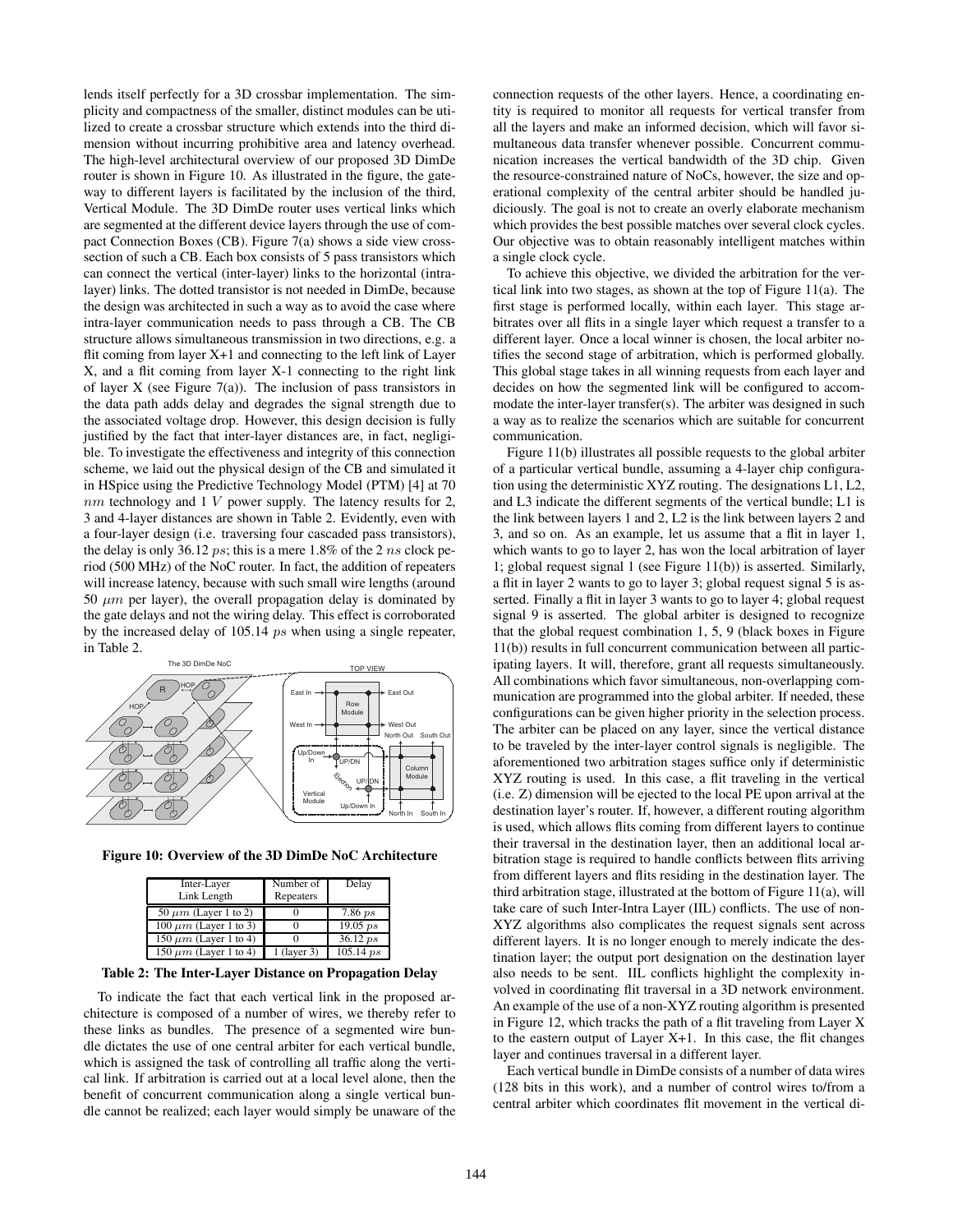lends itself perfectly for a 3D crossbar implementation. The simplicity and compactness of the smaller, distinct modules can be utilized to create a crossbar structure which extends into the third dimension without incurring prohibitive area and latency overhead. The high-level architectural overview of our proposed 3D DimDe router is shown in Figure 10. As illustrated in the figure, the gateway to different layers is facilitated by the inclusion of the third, Vertical Module. The 3D DimDe router uses vertical links which are segmented at the different device layers through the use of compact Connection Boxes (CB). Figure 7(a) shows a side view crosssection of such a CB. Each box consists of 5 pass transistors which can connect the vertical (inter-layer) links to the horizontal (intralayer) links. The dotted transistor is not needed in DimDe, because the design was architected in such a way as to avoid the case where intra-layer communication needs to pass through a CB. The CB structure allows simultaneous transmission in two directions, e.g. a flit coming from layer X+1 and connecting to the left link of Layer X, and a flit coming from layer X-1 connecting to the right link of layer X (see Figure 7(a)). The inclusion of pass transistors in the data path adds delay and degrades the signal strength due to the associated voltage drop. However, this design decision is fully justified by the fact that inter-layer distances are, in fact, negligible. To investigate the effectiveness and integrity of this connection scheme, we laid out the physical design of the CB and simulated it in HSpice using the Predictive Technology Model (PTM) [4] at 70 $nm$ technology and 1 $V$ power supply. The latency results for 2, 3 and 4-layer distances are shown in Table 2. Evidently, even with a four-layer design (i.e. traversing four cascaded pass transistors), the delay is only 36.12 $ps$; this is a mere 1.8% of the 2 $ns$ clock period (500 MHz) of the NoC router. In fact, the addition of repeaters will increase latency, because with such small wire lengths (around 50 $\mu m$ per layer), the overall propagation delay is dominated by the gate delays and not the wiring delay. This effect is corroborated by the increased delay of 105.14 $ps$ when using a single repeater, in Table 2.

**Figure 10: Overview of the 3D DimDe NoC Architecture**

| Inter-Layer Link Length | Number of Repeaters | Delay |
|---|---|---|
| 50 $\mu m$ (Layer 1 to 2) | 0 | 7.86 $ps$ |
| 100 $\mu m$ (Layer 1 to 3) | 0 | 19.05 $ps$ |
| 150 $\mu m$ (Layer 1 to 4) | 0 | 36.12 $ps$ |
| 150 $\mu m$ (Layer 1 to 4) | 1 (layer 3) | 105.14 $ps$ |

**Table 2: The Inter-Layer Distance on Propagation Delay**

To indicate the fact that each vertical link in the proposed architecture is composed of a number of wires, we thereby refer to these links as bundles. The presence of a segmented wire bundle dictates the use of one central arbiter for each vertical bundle, which is assigned the task of controlling all traffic along the vertical link. If arbitration is carried out at a local level alone, then the benefit of concurrent communication along a single vertical bundle cannot be realized; each layer would simply be unaware of the connection requests of the other layers. Hence, a coordinating entity is required to monitor all requests for vertical transfer from all the layers and make an informed decision, which will favor simultaneous data transfer whenever possible. Concurrent communication increases the vertical bandwidth of the 3D chip. Given the resource-constrained nature of NoCs, however, the size and operational complexity of the central arbiter should be handled judiciously. The goal is not to create an overly elaborate mechanism which provides the best possible matches over several clock cycles. Our objective was to obtain reasonably intelligent matches within a single clock cycle.

To achieve this objective, we divided the arbitration for the vertical link into two stages, as shown at the top of Figure 11(a). The first stage is performed locally, within each layer. This stage arbitrates over all flits in a single layer which request a transfer to a different layer. Once a local winner is chosen, the local arbiter notifies the second stage of arbitration, which is performed globally. This global stage takes in all winning requests from each layer and decides on how the segmented link will be configured to accommodate the inter-layer transfer(s). The arbiter was designed in such a way as to realize the scenarios which are suitable for concurrent communication.

Figure 11(b) illustrates all possible requests to the global arbiter of a particular vertical bundle, assuming a 4-layer chip configuration using the deterministic XYZ routing. The designations L1, L2, and L3 indicate the different segments of the vertical bundle; L1 is the link between layers 1 and 2, L2 is the link between layers 2 and 3, and so on. As an example, let us assume that a flit in layer 1, which wants to go to layer 2, has won the local arbitration of layer 1; global request signal 1 (see Figure 11(b)) is asserted. Similarly, a flit in layer 2 wants to go to layer 3; global request signal 5 is asserted. Finally a flit in layer 3 wants to go to layer 4; global request signal 9 is asserted. The global arbiter is designed to recognize that the global request combination 1, 5, 9 (black boxes in Figure 11(b)) results in full concurrent communication between all participating layers. It will, therefore, grant all requests simultaneously. All combinations which favor simultaneous, non-overlapping communication are programmed into the global arbiter. If needed, these configurations can be given higher priority in the selection process. The arbiter can be placed on any layer, since the vertical distance to be traveled by the inter-layer control signals is negligible. The aforementioned two arbitration stages suffice only if deterministic XYZ routing is used. In this case, a flit traveling in the vertical (i.e. Z) dimension will be ejected to the local PE upon arrival at the destination layer's router. If, however, a different routing algorithm is used, which allows flits coming from different layers to continue their traversal in the destination layer, then an additional local arbitration stage is required to handle conflicts between flits arriving from different layers and flits residing in the destination layer. The third arbitration stage, illustrated at the bottom of Figure 11(a), will take care of such Inter-Intra Layer (IIL) conflicts. The use of non-XYZ algorithms also complicates the request signals sent across different layers. It is no longer enough to merely indicate the destination layer; the output port designation on the destination layer also needs to be sent. IIL conflicts highlight the complexity involved in coordinating flit traversal in a 3D network environment. An example of the use of a non-XYZ routing algorithm is presented in Figure 12, which tracks the path of a flit traveling from Layer X to the eastern output of Layer X+1. In this case, the flit changes layer and continues traversal in a different layer.

Each vertical bundle in DimDe consists of a number of data wires (128 bits in this work), and a number of control wires to/from a central arbiter which coordinates flit movement in the vertical di-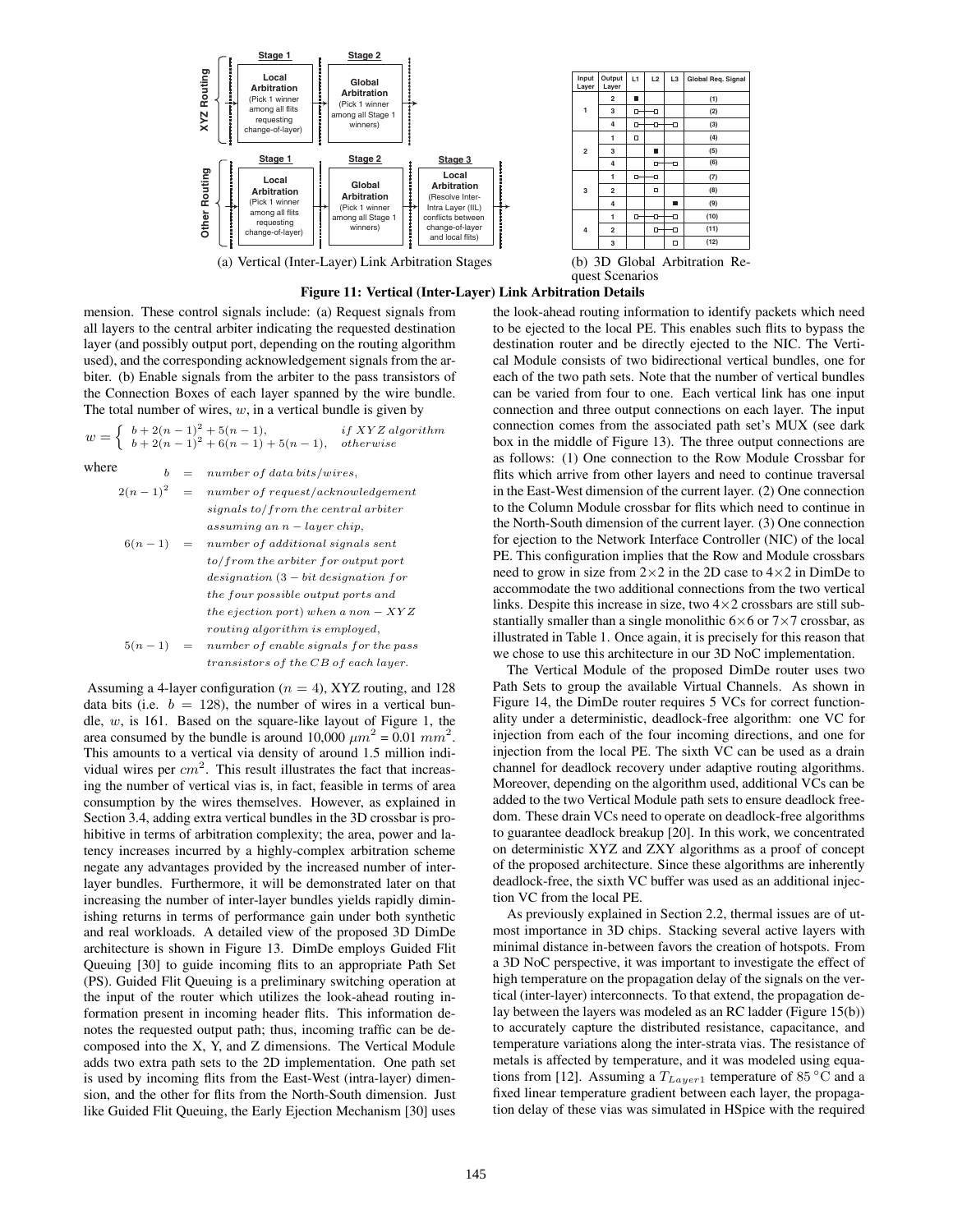| Stage 1 | Stage 2 | |
|---|---|---|
| **XYZ Routing** | | |
| **Local Arbitration** (Pick 1 winner among all flits requesting change-of-layer) | **Global Arbitration** (Pick 1 winner among all Stage 1 winners) | |

| Stage 1 | Stage 2 | Stage 3 |
|---|---|---|
| **Other Routing** | | |
| **Local Arbitration** (Pick 1 winner among all flits requesting change-of-layer) | **Global Arbitration** (Pick 1 winner among all Stage 1 winners) | **Local Arbitration** (Resolve Inter-Intra Layer (IIL) conflicts between change-of-layer and local flits) |

(a) Vertical (Inter-Layer) Link Arbitration Stages

| Input Layer | Output Layer | L1 | L2 | L3 | Global Req. Signal |
|---|---|---|---|---|---|
| 1 | 2 | ■ | | | (1) |
| | 3 | □—— | □ | | (2) |
| | 4 | □—— | □—— | □ | (3) |
| 2 | 1 | □ | | | (4) |
| | 3 | | ■ | | (5) |
| | 4 | | □—— | □ | (6) |
| 3 | 1 | □—— | □ | | (7) |
| | 2 | | □ | | (8) |
| | 4 | | | ■ | (9) |
| 4 | 1 | □—— | □—— | □ | (10) |
| | 2 | | □—— | □ | (11) |
| | 3 | | | □ | (12) |

(b) 3D Global Arbitration Request Scenarios

**Figure 11: Vertical (Inter-Layer) Link Arbitration Details**

mension. These control signals include: (a) Request signals from all layers to the central arbiter indicating the requested destination layer (and possibly output port, depending on the routing algorithm used), and the corresponding acknowledgement signals from the arbiter. (b) Enable signals from the arbiter to the pass transistors of the Connection Boxes of each layer spanned by the wire bundle. The total number of wires, $w$, in a vertical bundle is given by

$$w = \begin{cases} b + 2(n-1)^2 + 5(n-1), & if\ XYZ\ algorithm \\ b + 2(n-1)^2 + 6(n-1) + 5(n-1), & otherwise \end{cases}$$

where

$$\begin{aligned} b &= number\ of\ data\ bits/wires, \\ 2(n-1)^2 &= number\ of\ request/acknowledgement \\ &\quad signals\ to/from\ the\ central\ arbiter \\ &\quad assuming\ an\ n-layer\ chip, \\ 6(n-1) &= number\ of\ additional\ signals\ sent \\ &\quad to/from\ the\ arbiter\ for\ output\ port \\ &\quad designation\ (3-bit\ designation\ for \\ &\quad the\ four\ possible\ output\ ports\ and \\ &\quad the\ ejection\ port)\ when\ a\ non-XYZ \\ &\quad routing\ algorithm\ is\ employed, \\ 5(n-1) &= number\ of\ enable\ signals\ for\ the\ pass \\ &\quad transistors\ of\ the\ CB\ of\ each\ layer. \end{aligned}$$

Assuming a 4-layer configuration ($n = 4$), XYZ routing, and 128 data bits (i.e. $b = 128$), the number of wires in a vertical bundle, $w$, is 161. Based on the square-like layout of Figure 1, the area consumed by the bundle is around 10,000 $\mu m^2$ = 0.01 $mm^2$. This amounts to a vertical via density of around 1.5 million individual wires per $cm^2$. This result illustrates the fact that increasing the number of vertical vias is, in fact, feasible in terms of area consumption by the wires themselves. However, as explained in Section 3.4, adding extra vertical bundles in the 3D crossbar is prohibitive in terms of arbitration complexity; the area, power and latency increases incurred by a highly-complex arbitration scheme negate any advantages provided by the increased number of inter-layer bundles. Furthermore, it will be demonstrated later on that increasing the number of inter-layer bundles yields rapidly diminishing returns in terms of performance gain under both synthetic and real workloads. A detailed view of the proposed 3D DimDe architecture is shown in Figure 13. DimDe employs Guided Flit Queuing [30] to guide incoming flits to an appropriate Path Set (PS). Guided Flit Queuing is a preliminary switching operation at the input of the router which utilizes the look-ahead routing information present in incoming header flits. This information denotes the requested output path; thus, incoming traffic can be decomposed into the X, Y, and Z dimensions. The Vertical Module adds two extra path sets to the 2D implementation. One path set is used by incoming flits from the East-West (intra-layer) dimension, and the other for flits from the North-South dimension. Just like Guided Flit Queuing, the Early Ejection Mechanism [30] uses the look-ahead routing information to identify packets which need to be ejected to the local PE. This enables such flits to bypass the destination router and be directly ejected to the NIC. The Vertical Module consists of two bidirectional vertical bundles, one for each of the two path sets. Note that the number of vertical bundles can be varied from four to one. Each vertical link has one input connection and three output connections on each layer. The input connection comes from the associated path set's MUX (see dark box in the middle of Figure 13). The three output connections are as follows: (1) One connection to the Row Module Crossbar for flits which arrive from other layers and need to continue traversal in the East-West dimension of the current layer. (2) One connection to the Column Module crossbar for flits which need to continue in the North-South dimension of the current layer. (3) One connection for ejection to the Network Interface Controller (NIC) of the local PE. This configuration implies that the Row and Module crossbars need to grow in size from 2×2 in the 2D case to 4×2 in DimDe to accommodate the two additional connections from the two vertical links. Despite this increase in size, two 4×2 crossbars are still substantially smaller than a single monolithic 6×6 or 7×7 crossbar, as illustrated in Table 1. Once again, it is precisely for this reason that we chose to use this architecture in our 3D NoC implementation.

The Vertical Module of the proposed DimDe router uses two Path Sets to group the available Virtual Channels. As shown in Figure 14, the DimDe router requires 5 VCs for correct functionality under a deterministic, deadlock-free algorithm: one VC for injection from each of the four incoming directions, and one for injection from the local PE. The sixth VC can be used as a drain channel for deadlock recovery under adaptive routing algorithms. Moreover, depending on the algorithm used, additional VCs can be added to the two Vertical Module path sets to ensure deadlock freedom. These drain VCs need to operate on deadlock-free algorithms to guarantee deadlock breakup [20]. In this work, we concentrated on deterministic XYZ and ZXY algorithms as a proof of concept of the proposed architecture. Since these algorithms are inherently deadlock-free, the sixth VC buffer was used as an additional injection VC from the local PE.

As previously explained in Section 2.2, thermal issues are of utmost importance in 3D chips. Stacking several active layers with minimal distance in-between favors the creation of hotspots. From a 3D NoC perspective, it was important to investigate the effect of high temperature on the propagation delay of the signals on the vertical (inter-layer) interconnects. To that extend, the propagation delay between the layers was modeled as an RC ladder (Figure 15(b)) to accurately capture the distributed resistance, capacitance, and temperature variations along the inter-strata vias. The resistance of metals is affected by temperature, and it was modeling using equations from [12]. Assuming a $T_{Layer1}$ temperature of 85 °C and a fixed linear temperature gradient between each layer, the propagation delay of these vias was simulated in HSpice with the required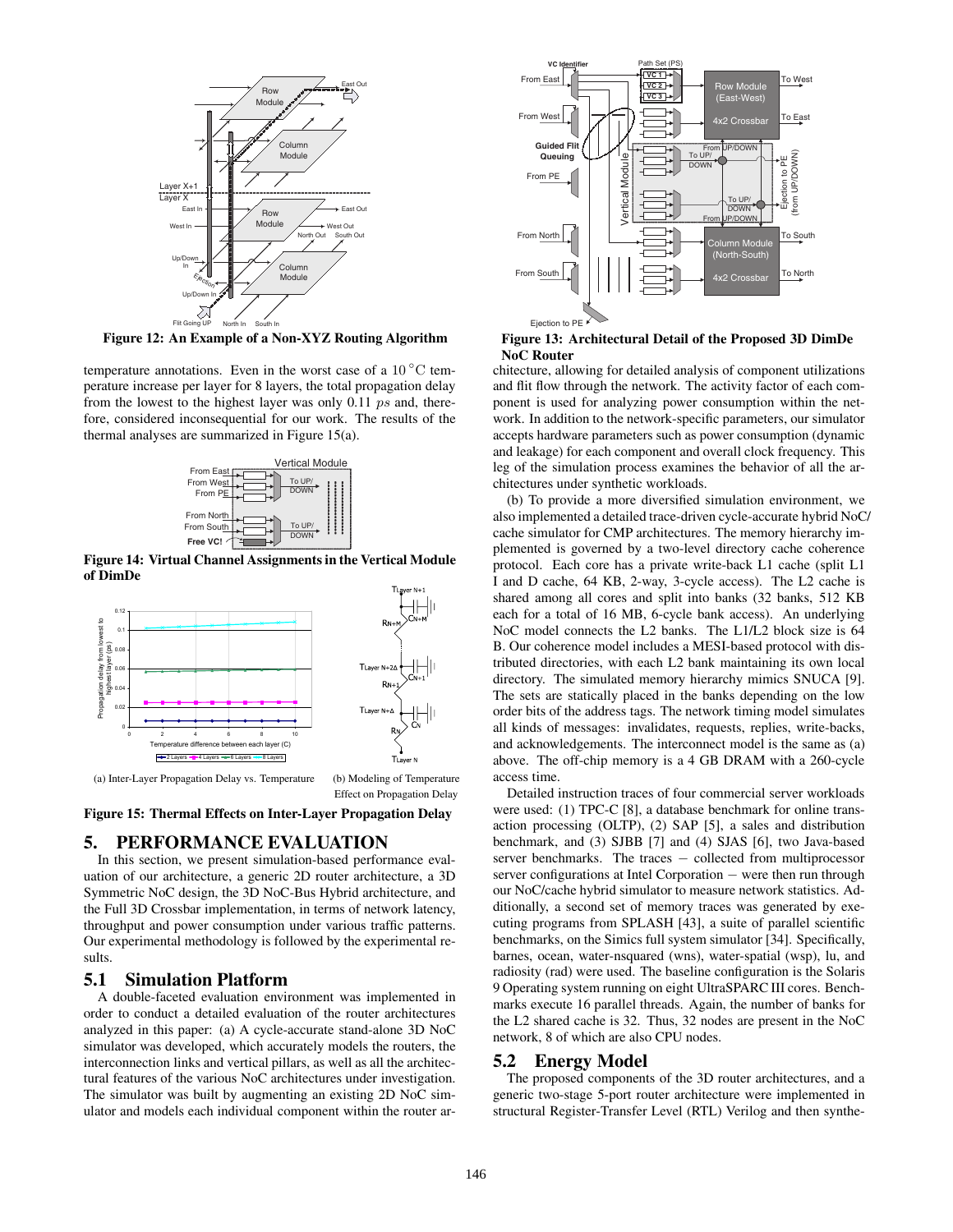Figure 12: An Example of a Non-XYZ Routing Algorithm

temperature annotations. Even in the worst case of a 10 °C temperature increase per layer for 8 layers, the total propagation delay from the lowest to the highest layer was only 0.11 $ps$ and, therefore, considered inconsequential for our work. The results of the thermal analyses are summarized in Figure 15(a).

Figure 14: Virtual Channel Assignments in the Vertical Module of DimDe

(a) Inter-Layer Propagation Delay vs. Temperature

(b) Modeling of Temperature Effect on Propagation Delay

Figure 15: Thermal Effects on Inter-Layer Propagation Delay

# 5. PERFORMANCE EVALUATION

In this section, we present simulation-based performance evaluation of our architecture, a generic 2D router architecture, a 3D Symmetric NoC design, the 3D NoC-Bus Hybrid architecture, and the Full 3D Crossbar implementation, in terms of network latency, throughput and power consumption under various traffic patterns. Our experimental methodology is followed by the experimental results.

## 5.1 Simulation Platform

A double-faceted evaluation environment was implemented in order to conduct a detailed evaluation of the router architectures analyzed in this paper: (a) A cycle-accurate stand-alone 3D NoC simulator was developed, which accurately models the routers, the interconnection links and vertical pillars, as well as all the architectural features of the various NoC architectures under investigation. The simulator was built by augmenting an existing 2D NoC simulator and models each individual component within the router architecture, allowing for detailed analysis of component utilizations and flit flow through the network. The activity factor of each component is used for analyzing power consumption within the network. In addition to the network-specific parameters, our simulator accepts hardware parameters such as power consumption (dynamic and leakage) for each component and overall clock frequency. This leg of the simulation process examines the behavior of all the architectures under synthetic workloads.

Figure 13: Architectural Detail of the Proposed 3D DimDe NoC Router

(b) To provide a more diversified simulation environment, we also implemented a detailed trace-driven cycle-accurate hybrid NoC/cache simulator for CMP architectures. The memory hierarchy implemented is governed by a two-level directory cache coherence protocol. Each core has a private write-back L1 cache (split L1 I and D cache, 64 KB, 2-way, 3-cycle access). The L2 cache is shared among all cores and split into banks (32 banks, 512 KB each for a total of 16 MB, 6-cycle bank access). An underlying NoC model connects the L2 banks. The L1/L2 block size is 64 B. Our coherence model includes a MESI-based protocol with distributed directories, with each L2 bank maintaining its own local directory. The simulated memory hierarchy mimics SNUCA [9]. The sets are statically placed in the banks depending on the low order bits of the address tags. The network timing model simulates all kinds of messages: invalidates, requests, replies, write-backs, and acknowledgements. The interconnect model is the same as (a) above. The off-chip memory is a 4 GB DRAM with a 260-cycle access time.

Detailed instruction traces of four commercial server workloads were used: (1) TPC-C [8], a database benchmark for online transaction processing (OLTP), (2) SAP [5], a sales and distribution benchmark, and (3) SJBB [7] and (4) SJAS [6], two Java-based server benchmarks. The traces – collected from multiprocessor server configurations at Intel Corporation – were then run through our NoC/cache hybrid simulator to measure network statistics. Additionally, a second set of memory traces was generated by executing programs from SPLASH [43], a suite of parallel scientific benchmarks, on the Simics full system simulator [34]. Specifically, barnes, ocean, water-nsquared (wns), water-spatial (wsp), lu, and radiosity (rad) were used. The baseline configuration is the Solaris 9 Operating system running on eight UltraSPARC III cores. Benchmarks execute 16 parallel threads. Again, the number of banks for the L2 shared cache is 32. Thus, 32 nodes are present in the NoC network, 8 of which are also CPU nodes.

## 5.2 Energy Model

The proposed components of the 3D router architectures, and a generic two-stage 5-port router architecture were implemented in structural Register-Transfer Level (RTL) Verilog and then synthe-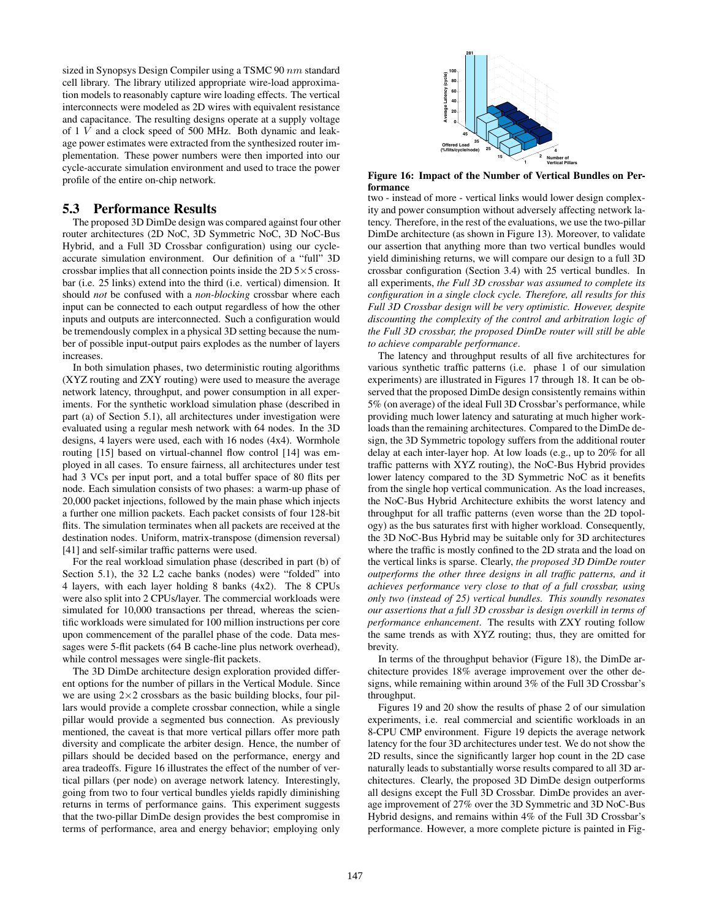sized in Synopsys Design Compiler using a TSMC 90 $nm$ standard cell library. The library utilized appropriate wire-load approximation models to reasonably capture wire loading effects. The vertical interconnects were modeled as 2D wires with equivalent resistance and capacitance. The resulting designs operate at a supply voltage of 1 $V$ and a clock speed of 500 MHz. Both dynamic and leakage power estimates were extracted from the synthesized router implementation. These power numbers were then imported into our cycle-accurate simulation environment and used to trace the power profile of the entire on-chip network.

## 5.3 Performance Results

The proposed 3D DimDe design was compared against four other router architectures (2D NoC, 3D Symmetric NoC, 3D NoC-Bus Hybrid, and a Full 3D Crossbar configuration) using our cycle-accurate simulation environment. Our definition of a "full" 3D crossbar implies that all connection points inside the 2D 5×5 crossbar (i.e. 25 links) extend into the third (i.e. vertical) dimension. It should *not* be confused with a *non-blocking* crossbar where each input can be connected to any output regardless of how the other inputs and outputs are interconnected. Such a configuration would be tremendously complex in a physical 3D setting because the number of possible input-output pairs explodes as the number of layers increases.

In both simulation phases, two deterministic routing algorithms (XYZ routing and ZXY routing) were used to measure the average network latency, throughput, and power consumption in all experiments. For the synthetic workload simulation phase (described in part (a) of Section 5.1), all architectures under investigation were evaluated using a regular mesh network with 64 nodes. In the 3D designs, 4 layers were used, each with 16 nodes (4x4). Wormhole routing [15] based on virtual-channel flow control [14] was employed in all cases. To ensure fairness, all architectures under test had 3 VCs per input port, and a total buffer space of 80 flits per node. Each simulation consists of two phases: a warm-up phase of 20,000 packet injections, followed by the main phase which injects a further one million packets. Each packet consists of four 128-bit flits. The simulation terminates when all packets are received at the destination nodes. Uniform, matrix-transpose (dimension reversal) [41] and self-similar traffic patterns were used.

For the real workload simulation phase (described in part (b) of Section 5.1), the 32 L2 cache banks (nodes) were "folded" into 4 layers, with each layer holding 8 banks (4x2). The 8 CPUs were also split into 2 CPUs/layer. The commercial workloads were simulated for 10,000 transactions per thread, whereas the scientific workloads were simulated for 100 million instructions per core upon commencement of the parallel phase of the code. Data messages were 5-flit packets (64 B cache-line plus network overhead), while control messages were single-flit packets.

The 3D DimDe architecture design exploration provided different options for the number of pillars in the Vertical Module. Since we are using 2×2 crossbars as the basic building blocks, four pillars would provide a complete crossbar connection, while a single pillar would provide a segmented bus connection. As previously mentioned, the caveat is that more vertical pillars offer more path diversity and complicate the arbiter design. Hence, the number of pillars should be decided based on the performance, energy and area tradeoffs. Figure 16 illustrates the effect of the number of vertical pillars (per node) on average network latency. Interestingly, going from two to four vertical bundles yields rapidly diminishing returns in terms of performance gains. This experiment suggests that the two-pillar DimDe design provides the best compromise in terms of performance, area and energy behavior; employing only two - instead of more - vertical links would lower design complexity and power consumption without adversely affecting network latency. Therefore, in the rest of the evaluations, we use the two-pillar DimDe architecture (as shown in Figure 13). Moreover, to validate our assertion that anything more than two vertical bundles would yield diminishing returns, we will compare our design to a full 3D crossbar configuration (Section 3.4) with 25 vertical bundles. In all experiments, *the Full 3D crossbar was assumed to complete its configuration in a single clock cycle. Therefore, all results for this Full 3D Crossbar design will be very optimistic. However, despite discounting the complexity of the control and arbitration logic of the Full 3D crossbar, the proposed DimDe router will still be able to achieve comparable performance*.

**Figure 16: Impact of the Number of Vertical Bundles on Performance**

The latency and throughput results of all five architectures for various synthetic traffic patterns (i.e. phase 1 of our simulation experiments) are illustrated in Figures 17 through 18. It can be observed that the proposed DimDe design consistently remains within 5% (on average) of the ideal Full 3D Crossbar's performance, while providing much lower latency and saturating at much higher workloads than the remaining architectures. Compared to the DimDe design, the 3D Symmetric topology suffers from the additional router delay at each inter-layer hop. At low loads (e.g., up to 20% for all traffic patterns with XYZ routing), the NoC-Bus Hybrid provides lower latency compared to the 3D Symmetric NoC as it benefits from the single hop vertical communication. As the load increases, the NoC-Bus Hybrid Architecture exhibits the worst latency and throughput for all traffic patterns (even worse than the 2D topology) as the bus saturates first with higher workload. Consequently, the 3D NoC-Bus Hybrid may be suitable only for 3D architectures where the traffic is mostly confined to the 2D strata and the load on the vertical links is sparse. Clearly, *the proposed 3D DimDe router outperforms the other three designs in all traffic patterns, and it achieves performance very close to that of a full crossbar, using only two (instead of 25) vertical bundles. This soundly resonates our assertions that a full 3D crossbar is design overkill in terms of performance enhancement*. The results with ZXY routing follow the same trends as with XYZ routing; thus, they are omitted for brevity.

In terms of the throughput behavior (Figure 18), the DimDe architecture provides 18% average improvement over the other designs, while remaining within around 3% of the Full 3D Crossbar's throughput.

Figures 19 and 20 show the results of phase 2 of our simulation experiments, i.e. real commercial and scientific workloads in an 8-CPU CMP environment. Figure 19 depicts the average network latency for the four 3D architectures under test. We do not show the 2D results, since the significantly larger hop count in the 2D case naturally leads to substantially worse results compared to all 3D architectures. Clearly, the proposed 3D DimDe design outperforms all designs except the Full 3D Crossbar. DimDe provides an average improvement of 27% over the 3D Symmetric and 3D NoC-Bus Hybrid designs, and remains within 4% of the Full 3D Crossbar's performance. However, a more complete picture is painted in Fig-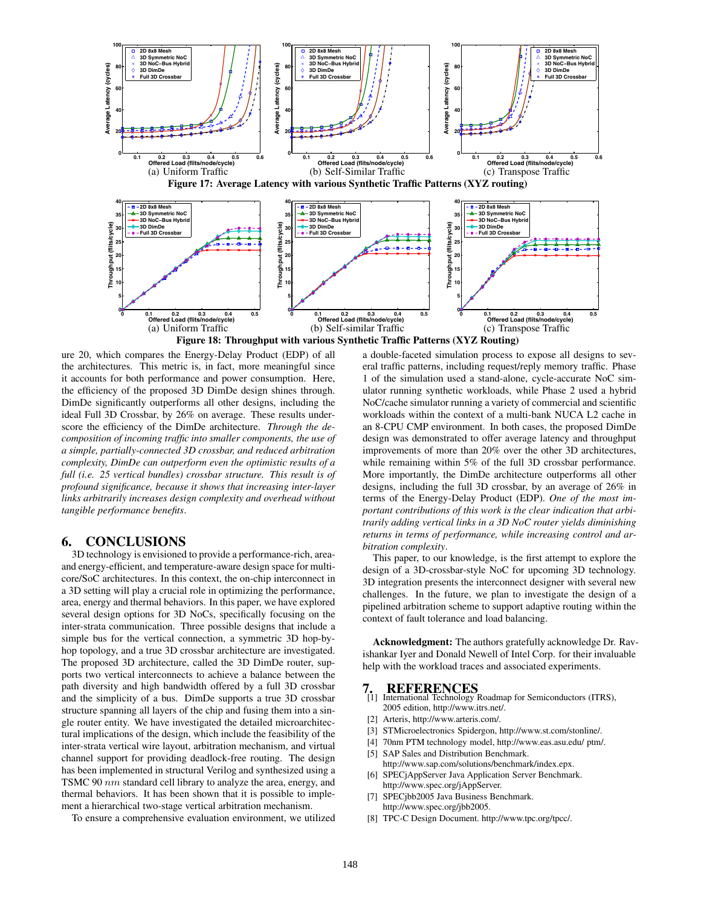(a) Uniform Traffic (b) Self-Similar Traffic (c) Transpose Traffic

**Figure 17: Average Latency with various Synthetic Traffic Patterns (XYZ routing)**

(a) Uniform Traffic (b) Self-similar Traffic (c) Transpose Traffic

**Figure 18: Throughput with various Synthetic Traffic Patterns (XYZ Routing)**

ure 20, which compares the Energy-Delay Product (EDP) of all the architectures. This metric is, in fact, more meaningful since it accounts for both performance and power consumption. Here, the efficiency of the proposed 3D DimDe design shines through. DimDe significantly outperforms all other designs, including the ideal Full 3D Crossbar, by 26% on average. These results underscore the efficiency of the DimDe architecture. *Through the decomposition of incoming traffic into smaller components, the use of a simple, partially-connected 3D crossbar, and reduced arbitration complexity, DimDe can outperform even the optimistic results of a full (i.e. 25 vertical bundles) crossbar structure. This result is of profound significance, because it shows that increasing inter-layer links arbitrarily increases design complexity and overhead without tangible performance benefits.*

## 6. CONCLUSIONS

3D technology is envisioned to provide a performance-rich, area- and energy-efficient, and temperature-aware design space for multicore/SoC architectures. In this context, the on-chip interconnect in a 3D setting will play a crucial role in optimizing the performance, area, energy and thermal behaviors. In this paper, we have explored several design options for 3D NoCs, specifically focusing on the inter-strata communication. Three possible designs that include a simple bus for the vertical connection, a symmetric 3D hop-by-hop topology, and a true 3D crossbar architecture are investigated. The proposed 3D architecture, called the 3D DimDe router, supports two vertical interconnects to achieve a balance between the path diversity and high bandwidth offered by a full 3D crossbar and the simplicity of a bus. DimDe supports a true 3D crossbar structure spanning all layers of the chip and fusing them into a single router entity. We have investigated the detailed microarchitectural implications of the design, which include the feasibility of the inter-strata vertical wire layout, arbitration mechanism, and virtual channel support for providing deadlock-free routing. The design has been implemented in structural Verilog and synthesized using a TSMC 90 $nm$ standard cell library to analyze the area, energy, and thermal behaviors. It has been shown that it is possible to implement a hierarchical two-stage vertical arbitration mechanism.

To ensure a comprehensive evaluation environment, we utilized a double-faceted simulation process to expose all designs to several traffic patterns, including request/reply memory traffic. Phase 1 of the simulation used a stand-alone, cycle-accurate NoC simulator running synthetic workloads, while Phase 2 used a hybrid NoC/cache simulator running a variety of commercial and scientific workloads within the context of a multi-bank NUCA L2 cache in an 8-CPU CMP environment. In both cases, the proposed DimDe design was demonstrated to offer average latency and throughput improvements of more than 20% over the other 3D architectures, while remaining within 5% of the full 3D crossbar performance. More importantly, the DimDe architecture outperforms all other designs, including the full 3D crossbar, by an average of 26% in terms of the Energy-Delay Product (EDP). *One of the most important contributions of this work is the clear indication that arbitrarily adding vertical links in a 3D NoC router yields diminishing returns in terms of performance, while increasing control and arbitration complexity.*

This paper, to our knowledge, is the first attempt to explore the design of a 3D-crossbar-style NoC for upcoming 3D technology. 3D integration presents the interconnect designer with several new challenges. In the future, we plan to investigate the design of a pipelined arbitration scheme to support adaptive routing within the context of fault tolerance and load balancing.

**Acknowledgment:** The authors gratefully acknowledge Dr. Ravishankar Iyer and Donald Newell of Intel Corp. for their invaluable help with the workload traces and associated experiments.

## 7. REFERENCES

[1] International Technology Roadmap for Semiconductors (ITRS), 2005 edition, http://www.itrs.net/.

[2] Arteris, http://www.arteris.com/.

[3] STMicroelectronics Spidergon, http://www.st.com/stonline/.

[4] 70nm PTM technology model, http://www.eas.asu.edu/ ptm/.

[5] SAP Sales and Distribution Benchmark. http://www.sap.com/solutions/benchmark/index.epx.

[6] SPECjAppServer Java Application Server Benchmark. http://www.spec.org/jAppServer.

[7] SPECjbb2005 Java Business Benchmark. http://www.spec.org/jbb2005.

[8] TPC-C Design Document. http://www.tpc.org/tpcc/.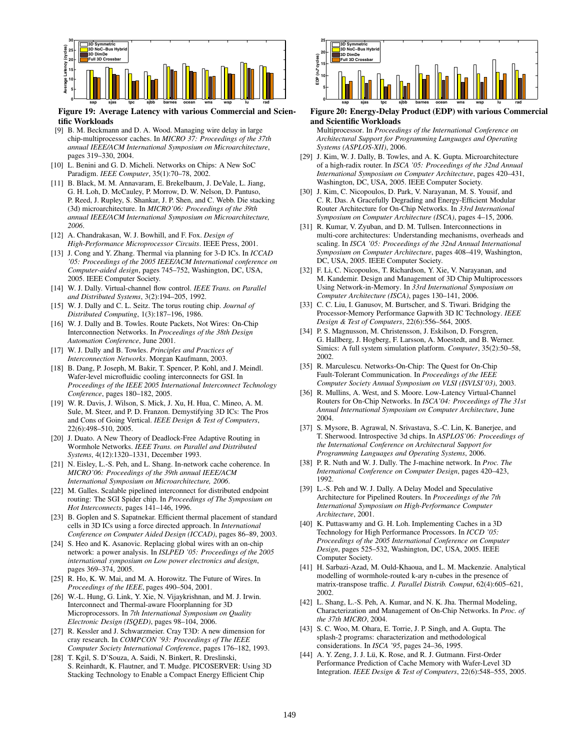30

25

20

15

10

5

0

Average Latency (cycles)

3D Symmetric

3D NoC–Bus Hybrid

3D DimDe

Full 3D Crossbar

sap sjas tpc sjbb barnes ocean wns wsp lu rad

**Figure 19: Average Latency with various Commercial and Scientific Workloads**

25

20

15

10

5

0

EDP (nJ*cycles)

3D Symmetric

3D NoC–Bus Hybrid

3D DimDe

Full 3D Crossbar

sap sjas tpc sjbb barnes ocean wns wsp lu rad

**Figure 20: Energy-Delay Product (EDP) with various Commercial and Scientific Workloads**

[9] B. M. Beckmann and D. A. Wood. Managing wire delay in large chip-multiprocessor caches. In *MICRO 37: Proceedings of the 37th annual IEEE/ACM International Symposium on Microarchitecture*, pages 319–330, 2004.

[10] L. Benini and G. D. Micheli. Networks on Chips: A New SoC Paradigm. *IEEE Computer*, 35(1):70–78, 2002.

[11] B. Black, M. M. Annavaram, E. Brekelbaum, J. DeVale, L. Jiang, G. H. Loh, D. McCauley, P. Morrow, D. W. Nelson, D. Pantuso, P. Reed, J. Rupley, S. Shankar, J. P. Shen, and C. Webb. Die stacking (3d) microarchitecture. In *MICRO'06: Proceedings of the 39th annual IEEE/ACM International Symposium on Microarchitecture, 2006*.

[12] A. Chandrakasan, W. J. Bowhill, and F. Fox. *Design of High-Performance Microprocessor Circuits*. IEEE Press, 2001.

[13] J. Cong and Y. Zhang. Thermal via planning for 3-D ICs. In *ICCAD '05: Proceedings of the 2005 IEEE/ACM International conference on Computer-aided design*, pages 745–752, Washington, DC, USA, 2005. IEEE Computer Society.

[14] W. J. Dally. Virtual-channel flow control. *IEEE Trans. on Parallel and Distributed Systems*, 3(2):194–205, 1992.

[15] W. J. Dally and C. L. Seitz. The torus routing chip. *Journal of Distributed Computing*, 1(3):187–196, 1986.

[16] W. J. Dally and B. Towles. Route Packets, Not Wires: On-Chip Interconnection Networks. In *Proceedings of the 38th Design Automation Conference*, June 2001.

[17] W. J. Dally and B. Towles. *Principles and Practices of Interconnection Networks*. Morgan Kaufmann, 2003.

[18] B. Dang, P. Joseph, M. Bakir, T. Spencer, P. Kohl, and J. Meindl. Wafer-level microfluidic cooling interconnects for GSI. In *Proceedings of the IEEE 2005 International Interconnect Technology Conference*, pages 180–182, 2005.

[19] W. R. Davis, J. Wilson, S. Mick, J. Xu, H. Hua, C. Mineo, A. M. Sule, M. Steer, and P. D. Franzon. Demystifying 3D ICs: The Pros and Cons of Going Vertical. *IEEE Design & Test of Computers*, 22(6):498–510, 2005.

[20] J. Duato. A New Theory of Deadlock-Free Adaptive Routing in Wormhole Networks. *IEEE Trans. on Parallel and Distributed Systems*, 4(12):1320–1331, December 1993.

[21] N. Eisley, L.-S. Peh, and L. Shang. In-network cache coherence. In *MICRO'06: Proceedings of the 39th annual IEEE/ACM International Symposium on Microarchitecture, 2006*.

[22] M. Galles. Scalable pipelined interconnect for distributed endpoint routing: The SGI Spider chip. In *Proceedings of The Symposium on Hot Interconnects*, pages 141–146, 1996.

[23] B. Goplen and S. Sapatnekar. Efficient thermal placement of standard cells in 3D ICs using a force directed approach. In *International Conference on Computer Aided Design (ICCAD)*, pages 86–89, 2003.

[24] S. Heo and K. Asanovic. Replacing global wires with an on-chip network: a power analysis. In *ISLPED '05: Proceedings of the 2005 international symposium on Low power electronics and design*, pages 369–374, 2005.

[25] R. Ho, K. W. Mai, and M. A. Horowitz. The Future of Wires. In *Proceedings of the IEEE*, pages 490–504, 2001.

[26] W.-L. Hung, G. Link, Y. Xie, N. Vijaykrishnan, and M. J. Irwin. Interconnect and Thermal-aware Floorplanning for 3D Microprocessors. In *7th International Symposium on Quality Electronic Design (ISQED)*, pages 98–104, 2006.

[27] R. Kessler and J. Schwarzmeier. Cray T3D: A new dimension for cray research. In *COMPCON '93: Proceedings of The IEEE Computer Society International Conference*, pages 176–182, 1993.

[28] T. Kgil, S. D'Souza, A. Saidi, N. Binkert, R. Dreslinski, S. Reinhardt, K. Flautner, and T. Mudge. PICOSERVER: Using 3D Stacking Technology to Enable a Compact Energy Efficient Chip Multiprocessor. In *Proceedings of the International Conference on Architectural Support for Programming Languages and Operating Systems (ASPLOS-XII)*, 2006.

[29] J. Kim, W. J. Dally, B. Towles, and A. K. Gupta. Microarchitecture of a high-radix router. In *ISCA '05: Proceedings of the 32nd Annual International Symposium on Computer Architecture*, pages 420–431, Washington, DC, USA, 2005. IEEE Computer Society.

[30] J. Kim, C. Nicopoulos, D. Park, V. Narayanan, M. S. Yousif, and C. R. Das. A Gracefully Degrading and Energy-Efficient Modular Router Architecture for On-Chip Networks. In *33rd International Symposium on Computer Architecture (ISCA)*, pages 4–15, 2006.

[31] R. Kumar, V. Zyuban, and D. M. Tullsen. Interconnections in multi-core architectures: Understanding mechanisms, overheads and scaling. In *ISCA '05: Proceedings of the 32nd Annual International Symposium on Computer Architecture*, pages 408–419, Washington, DC, USA, 2005. IEEE Computer Society.

[32] F. Li, C. Nicopoulos, T. Richardson, Y. Xie, V. Narayanan, and M. Kandemir. Design and Management of 3D Chip Multiprocessors Using Network-in-Memory. In *33rd International Symposium on Computer Architecture (ISCA)*, pages 130–141, 2006.

[33] C. C. Liu, I. Ganusov, M. Burtscher, and S. Tiwari. Bridging the Processor-Memory Performance Gapwith 3D IC Technology. *IEEE Design & Test of Computers*, 22(6):556–564, 2005.

[34] P. S. Magnusson, M. Christensson, J. Eskilson, D. Forsgren, G. Hallberg, J. Hogberg, F. Larsson, A. Moestedt, and B. Werner. Simics: A full system simulation platform. *Computer*, 35(2):50–58, 2002.

[35] R. Marculescu. Networks-On-Chip: The Quest for On-Chip Fault-Tolerant Communication. In *Proceedings of the IEEE Computer Society Annual Symposium on VLSI (ISVLSI'03)*, 2003.

[36] R. Mullins, A. West, and S. Moore. Low-Latency Virtual-Channel Routers for On-Chip Networks. In *ISCA'04: Proceedings of The 31st Annual International Symposium on Computer Architecture*, June 2004.

[37] S. Mysore, B. Agrawal, N. Srivastava, S.-C. Lin, K. Banerjee, and T. Sherwood. Introspective 3d chips. In *ASPLOS'06: Proceedings of the International Conference on Architectural Support for Programming Languages and Operating Systems*, 2006.

[38] P. R. Nuth and W. J. Dally. The J-machine network. In *Proc. The International Conference on Computer Design*, pages 420–423, 1992.

[39] L.-S. Peh and W. J. Dally. A Delay Model and Speculative Architecture for Pipelined Routers. In *Proceedings of the 7th International Symposium on High-Performance Computer Architecture*, 2001.

[40] K. Puttaswamy and G. H. Loh. Implementing Caches in a 3D Technology for High Performance Processors. In *ICCD '05: Proceedings of the 2005 International Conference on Computer Design*, pages 525–532, Washington, DC, USA, 2005. IEEE Computer Society.

[41] H. Sarbazi-Azad, M. Ould-Khaoua, and L. M. Mackenzie. Analytical modelling of wormhole-routed k-ary n-cubes in the presence of matrix-transpose traffic. *J. Parallel Distrib. Comput*, 62(4):605–621, 2002.

[42] L. Shang, L.-S. Peh, A. Kumar, and N. K. Jha. Thermal Modeling, Characterization and Management of On-Chip Networks. In *Proc. of the 37th MICRO*, 2004.

[43] S. C. Woo, M. Ohara, E. Torrie, J. P. Singh, and A. Gupta. The splash-2 programs: characterization and methodological considerations. In *ISCA '95*, pages 24–36, 1995.

[44] A. Y. Zeng, J. J. Lü, K. Rose, and R. J. Gutmann. First-Order Performance Prediction of Cache Memory with Wafer-Level 3D Integration. *IEEE Design & Test of Computers*, 22(6):548–555, 2005.